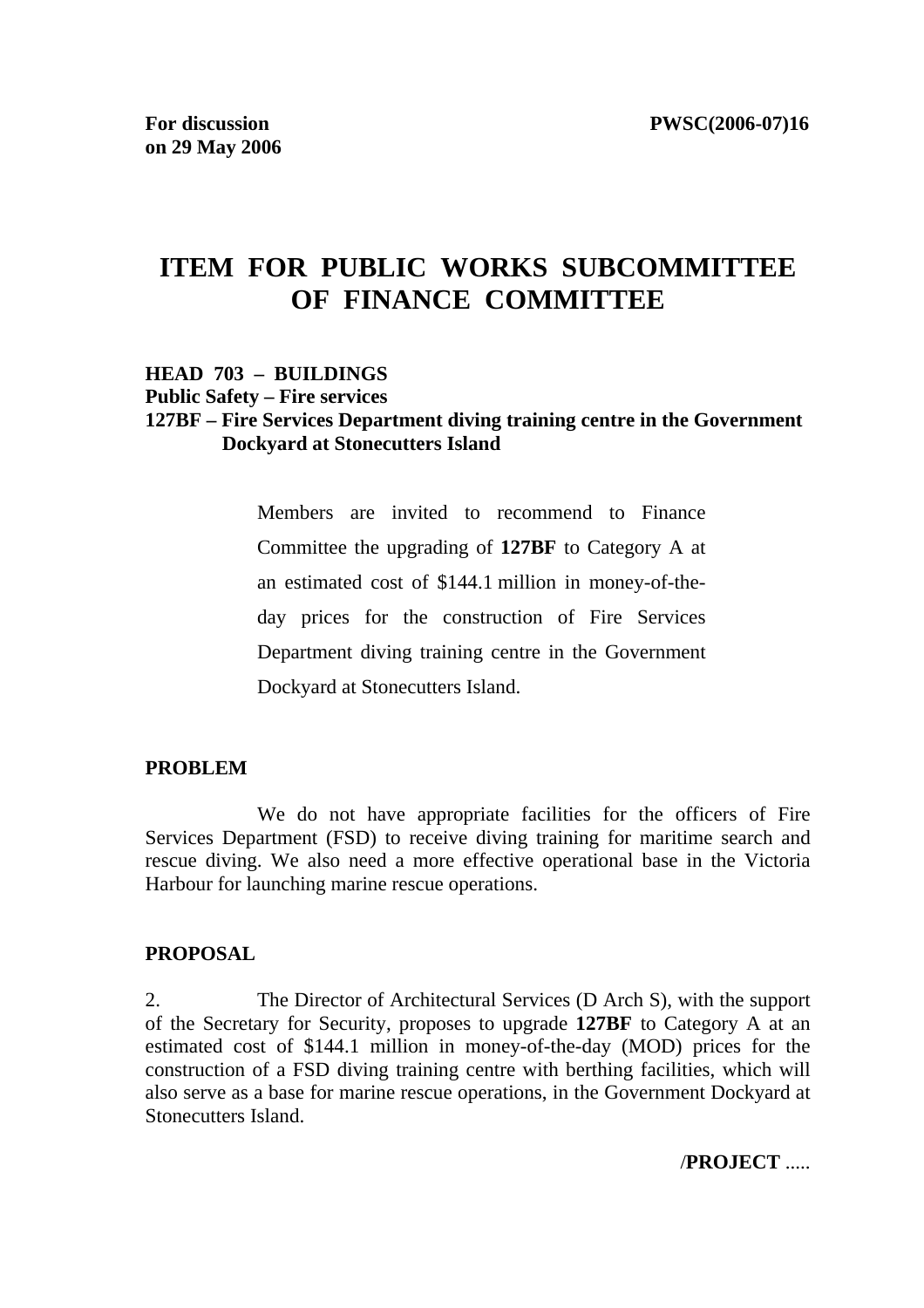**For discussion on 29 May 2006** | **PWSC(2006-07)16**

# ITEM FOR PUBLIC WORKS SUBCOMMITTEE OF FINANCE COMMITTEE

**HEAD 703 – BUILDINGS**
**Public Safety – Fire services**
**127BF – Fire Services Department diving training centre in the Government Dockyard at Stonecutters Island**

Members are invited to recommend to Finance Committee the upgrading of **127BF** to Category A at an estimated cost of $144.1 million in money-of-the-day prices for the construction of Fire Services Department diving training centre in the Government Dockyard at Stonecutters Island.

## PROBLEM

We do not have appropriate facilities for the officers of Fire Services Department (FSD) to receive diving training for maritime search and rescue diving. We also need a more effective operational base in the Victoria Harbour for launching marine rescue operations.

## PROPOSAL

2. The Director of Architectural Services (D Arch S), with the support of the Secretary for Security, proposes to upgrade **127BF** to Category A at an estimated cost of $144.1 million in money-of-the-day (MOD) prices for the construction of a FSD diving training centre with berthing facilities, which will also serve as a base for marine rescue operations, in the Government Dockyard at Stonecutters Island.

/**PROJECT** .....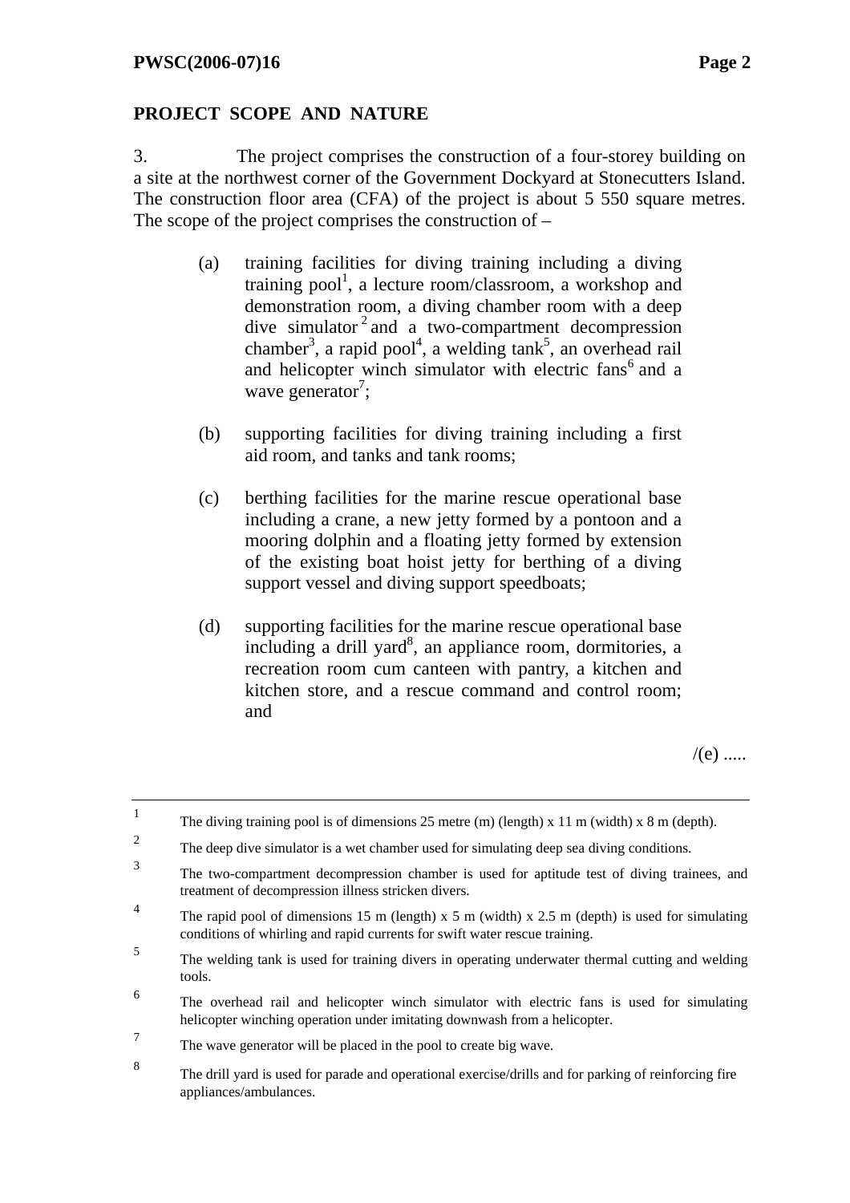## PROJECT SCOPE AND NATURE

3. The project comprises the construction of a four-storey building on a site at the northwest corner of the Government Dockyard at Stonecutters Island. The construction floor area (CFA) of the project is about 5 550 square metres. The scope of the project comprises the construction of –

(a) training facilities for diving training including a diving training pool[1], a lecture room/classroom, a workshop and demonstration room, a diving chamber room with a deep dive simulator[2] and a two-compartment decompression chamber[3], a rapid pool[4], a welding tank[5], an overhead rail and helicopter winch simulator with electric fans[6] and a wave generator[7];

(b) supporting facilities for diving training including a first aid room, and tanks and tank rooms;

(c) berthing facilities for the marine rescue operational base including a crane, a new jetty formed by a pontoon and a mooring dolphin and a floating jetty formed by extension of the existing boat hoist jetty for berthing of a diving support vessel and diving support speedboats;

(d) supporting facilities for the marine rescue operational base including a drill yard[8], an appliance room, dormitories, a recreation room cum canteen with pantry, a kitchen and kitchen store, and a rescue command and control room; and

/(e) .....

---

[1] The diving training pool is of dimensions 25 metre (m) (length) x 11 m (width) x 8 m (depth).

[2] The deep dive simulator is a wet chamber used for simulating deep sea diving conditions.

[3] The two-compartment decompression chamber is used for aptitude test of diving trainees, and treatment of decompression illness stricken divers.

[4] The rapid pool of dimensions 15 m (length) x 5 m (width) x 2.5 m (depth) is used for simulating conditions of whirling and rapid currents for swift water rescue training.

[5] The welding tank is used for training divers in operating underwater thermal cutting and welding tools.

[6] The overhead rail and helicopter winch simulator with electric fans is used for simulating helicopter winching operation under imitating downwash from a helicopter.

[7] The wave generator will be placed in the pool to create big wave.

[8] The drill yard is used for parade and operational exercise/drills and for parking of reinforcing fire appliances/ambulances.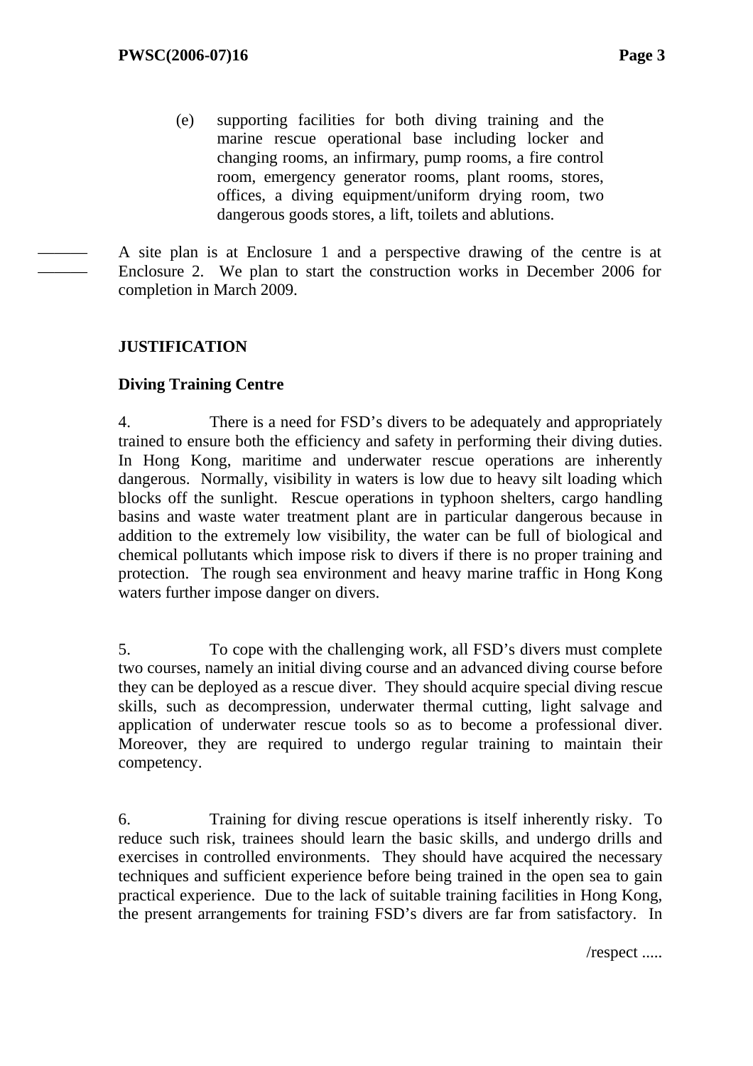(e) supporting facilities for both diving training and the marine rescue operational base including locker and changing rooms, an infirmary, pump rooms, a fire control room, emergency generator rooms, plant rooms, stores, offices, a diving equipment/uniform drying room, two dangerous goods stores, a lift, toilets and ablutions.

A site plan is at Enclosure 1 and a perspective drawing of the centre is at Enclosure 2. We plan to start the construction works in December 2006 for completion in March 2009.

**JUSTIFICATION**

**Diving Training Centre**

4. There is a need for FSD's divers to be adequately and appropriately trained to ensure both the efficiency and safety in performing their diving duties. In Hong Kong, maritime and underwater rescue operations are inherently dangerous. Normally, visibility in waters is low due to heavy silt loading which blocks off the sunlight. Rescue operations in typhoon shelters, cargo handling basins and waste water treatment plant are in particular dangerous because in addition to the extremely low visibility, the water can be full of biological and chemical pollutants which impose risk to divers if there is no proper training and protection. The rough sea environment and heavy marine traffic in Hong Kong waters further impose danger on divers.

5. To cope with the challenging work, all FSD's divers must complete two courses, namely an initial diving course and an advanced diving course before they can be deployed as a rescue diver. They should acquire special diving rescue skills, such as decompression, underwater thermal cutting, light salvage and application of underwater rescue tools so as to become a professional diver. Moreover, they are required to undergo regular training to maintain their competency.

6. Training for diving rescue operations is itself inherently risky. To reduce such risk, trainees should learn the basic skills, and undergo drills and exercises in controlled environments. They should have acquired the necessary techniques and sufficient experience before being trained in the open sea to gain practical experience. Due to the lack of suitable training facilities in Hong Kong, the present arrangements for training FSD's divers are far from satisfactory. In

/respect .....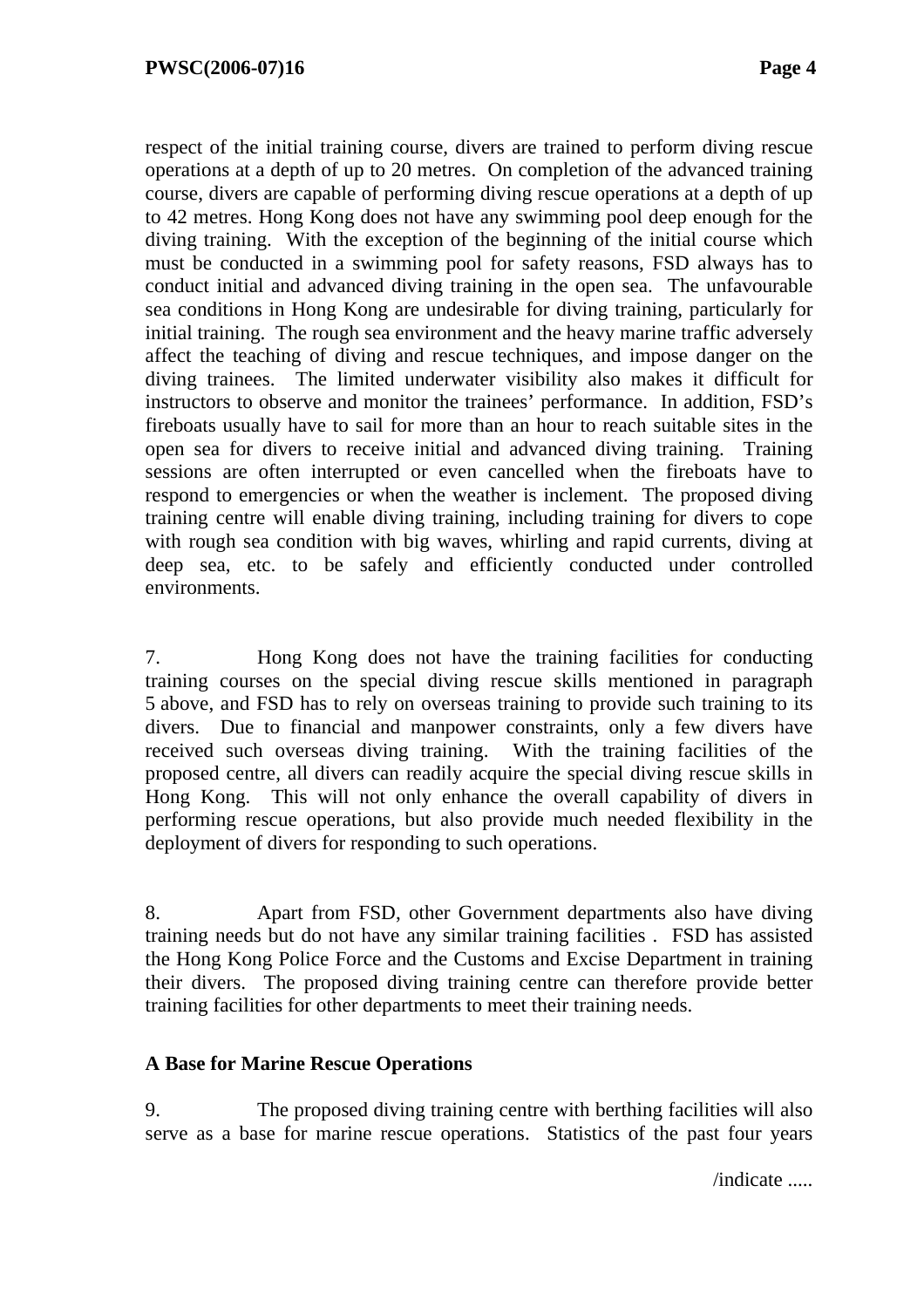respect of the initial training course, divers are trained to perform diving rescue operations at a depth of up to 20 metres. On completion of the advanced training course, divers are capable of performing diving rescue operations at a depth of up to 42 metres. Hong Kong does not have any swimming pool deep enough for the diving training. With the exception of the beginning of the initial course which must be conducted in a swimming pool for safety reasons, FSD always has to conduct initial and advanced diving training in the open sea. The unfavourable sea conditions in Hong Kong are undesirable for diving training, particularly for initial training. The rough sea environment and the heavy marine traffic adversely affect the teaching of diving and rescue techniques, and impose danger on the diving trainees. The limited underwater visibility also makes it difficult for instructors to observe and monitor the trainees' performance. In addition, FSD's fireboats usually have to sail for more than an hour to reach suitable sites in the open sea for divers to receive initial and advanced diving training. Training sessions are often interrupted or even cancelled when the fireboats have to respond to emergencies or when the weather is inclement. The proposed diving training centre will enable diving training, including training for divers to cope with rough sea condition with big waves, whirling and rapid currents, diving at deep sea, etc. to be safely and efficiently conducted under controlled environments.

7. Hong Kong does not have the training facilities for conducting training courses on the special diving rescue skills mentioned in paragraph 5 above, and FSD has to rely on overseas training to provide such training to its divers. Due to financial and manpower constraints, only a few divers have received such overseas diving training. With the training facilities of the proposed centre, all divers can readily acquire the special diving rescue skills in Hong Kong. This will not only enhance the overall capability of divers in performing rescue operations, but also provide much needed flexibility in the deployment of divers for responding to such operations.

8. Apart from FSD, other Government departments also have diving training needs but do not have any similar training facilities . FSD has assisted the Hong Kong Police Force and the Customs and Excise Department in training their divers. The proposed diving training centre can therefore provide better training facilities for other departments to meet their training needs.

**A Base for Marine Rescue Operations**

9. The proposed diving training centre with berthing facilities will also serve as a base for marine rescue operations. Statistics of the past four years

/indicate .....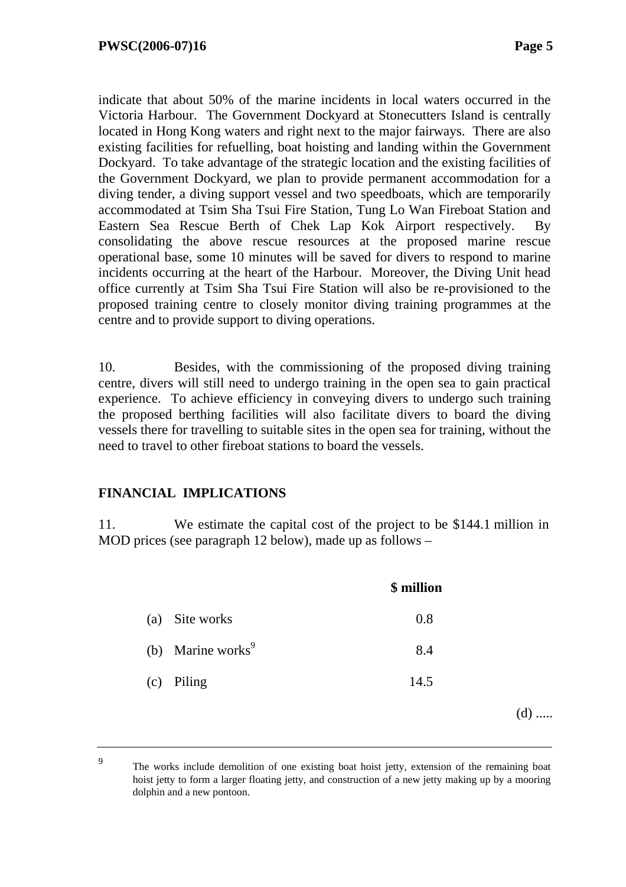indicate that about 50% of the marine incidents in local waters occurred in the Victoria Harbour. The Government Dockyard at Stonecutters Island is centrally located in Hong Kong waters and right next to the major fairways. There are also existing facilities for refuelling, boat hoisting and landing within the Government Dockyard. To take advantage of the strategic location and the existing facilities of the Government Dockyard, we plan to provide permanent accommodation for a diving tender, a diving support vessel and two speedboats, which are temporarily accommodated at Tsim Sha Tsui Fire Station, Tung Lo Wan Fireboat Station and Eastern Sea Rescue Berth of Chek Lap Kok Airport respectively. By consolidating the above rescue resources at the proposed marine rescue operational base, some 10 minutes will be saved for divers to respond to marine incidents occurring at the heart of the Harbour. Moreover, the Diving Unit head office currently at Tsim Sha Tsui Fire Station will also be re-provisioned to the proposed training centre to closely monitor diving training programmes at the centre and to provide support to diving operations.

10. Besides, with the commissioning of the proposed diving training centre, divers will still need to undergo training in the open sea to gain practical experience. To achieve efficiency in conveying divers to undergo such training the proposed berthing facilities will also facilitate divers to board the diving vessels there for travelling to suitable sites in the open sea for training, without the need to travel to other fireboat stations to board the vessels.

## FINANCIAL IMPLICATIONS

11. We estimate the capital cost of the project to be $144.1 million in MOD prices (see paragraph 12 below), made up as follows –

| | $ million |
|---|---|
| (a) Site works | 0.8 |
| (b) Marine works[9] | 8.4 |
| (c) Piling | 14.5 |

(d) .....

---

[9] The works include demolition of one existing boat hoist jetty, extension of the remaining boat hoist jetty to form a larger floating jetty, and construction of a new jetty making up by a mooring dolphin and a new pontoon.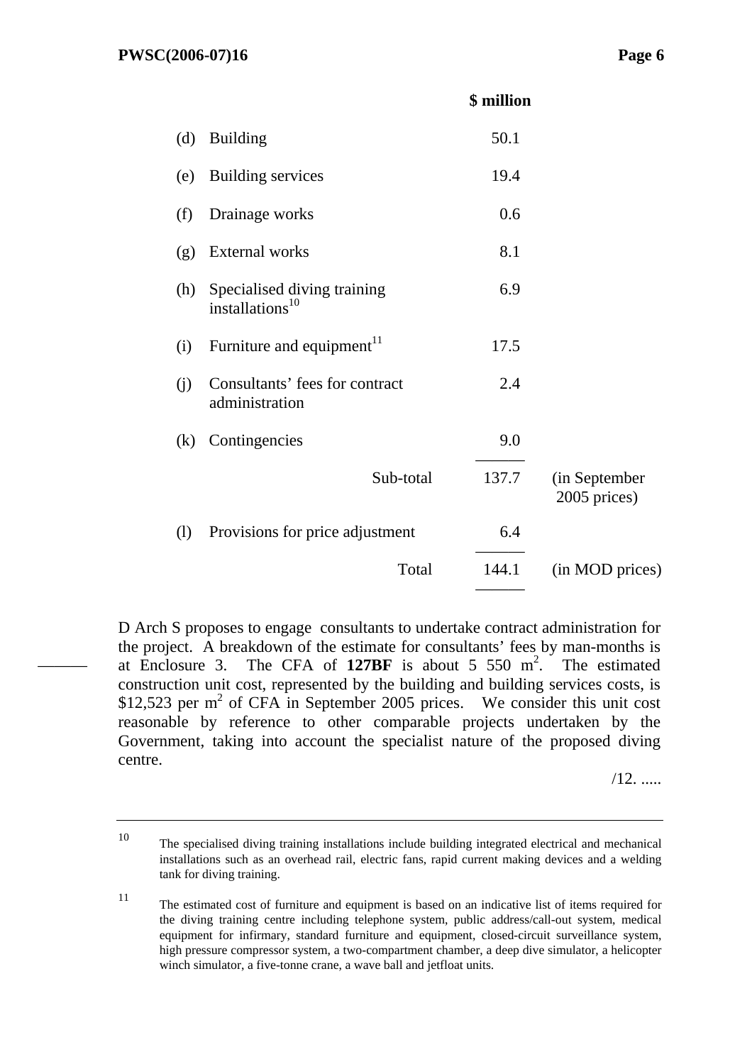| | | $ million | |
|---|---|---|---|
| (d) | Building | 50.1 | |
| (e) | Building services | 19.4 | |
| (f) | Drainage works | 0.6 | |
| (g) | External works | 8.1 | |
| (h) | Specialised diving training installations[10] | 6.9 | |
| (i) | Furniture and equipment[11] | 17.5 | |
| (j) | Consultants' fees for contract administration | 2.4 | |
| (k) | Contingencies | 9.0 | |
| | Sub-total | 137.7 | (in September 2005 prices) |
| (l) | Provisions for price adjustment | 6.4 | |
| | Total | 144.1 | (in MOD prices) |

D Arch S proposes to engage consultants to undertake contract administration for the project. A breakdown of the estimate for consultants' fees by man-months is at Enclosure 3. The CFA of **127BF** is about 5 550 m². The estimated construction unit cost, represented by the building and building services costs, is $12,523 per m² of CFA in September 2005 prices. We consider this unit cost reasonable by reference to other comparable projects undertaken by the Government, taking into account the specialist nature of the proposed diving centre.

/12. .....

---

10 The specialised diving training installations include building integrated electrical and mechanical installations such as an overhead rail, electric fans, rapid current making devices and a welding tank for diving training.

11 The estimated cost of furniture and equipment is based on an indicative list of items required for the diving training centre including telephone system, public address/call-out system, medical equipment for infirmary, standard furniture and equipment, closed-circuit surveillance system, high pressure compressor system, a two-compartment chamber, a deep dive simulator, a helicopter winch simulator, a five-tonne crane, a wave ball and jetfloat units.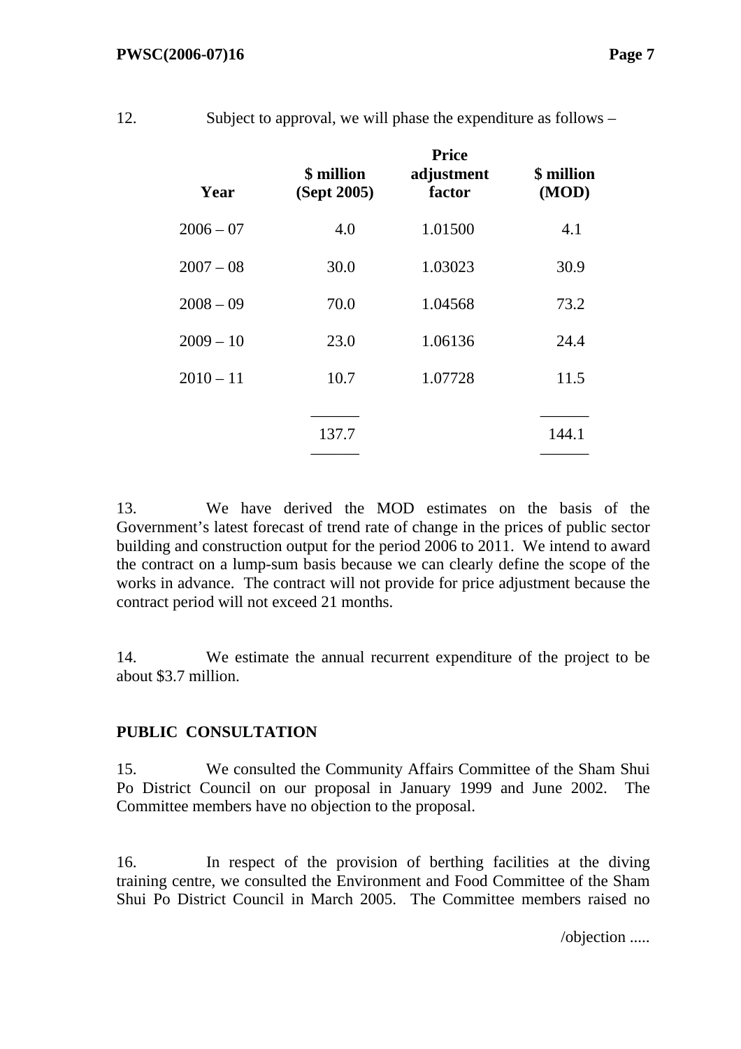12. Subject to approval, we will phase the expenditure as follows –

| Year | $ million (Sept 2005) | Price adjustment factor | $ million (MOD) |
|---|---|---|---|
| 2006 – 07 | 4.0 | 1.01500 | 4.1 |
| 2007 – 08 | 30.0 | 1.03023 | 30.9 |
| 2008 – 09 | 70.0 | 1.04568 | 73.2 |
| 2009 – 10 | 23.0 | 1.06136 | 24.4 |
| 2010 – 11 | 10.7 | 1.07728 | 11.5 |
| | 137.7 | | 144.1 |

13. We have derived the MOD estimates on the basis of the Government's latest forecast of trend rate of change in the prices of public sector building and construction output for the period 2006 to 2011. We intend to award the contract on a lump-sum basis because we can clearly define the scope of the works in advance. The contract will not provide for price adjustment because the contract period will not exceed 21 months.

14. We estimate the annual recurrent expenditure of the project to be about $3.7 million.

## PUBLIC CONSULTATION

15. We consulted the Community Affairs Committee of the Sham Shui Po District Council on our proposal in January 1999 and June 2002. The Committee members have no objection to the proposal.

16. In respect of the provision of berthing facilities at the diving training centre, we consulted the Environment and Food Committee of the Sham Shui Po District Council in March 2005. The Committee members raised no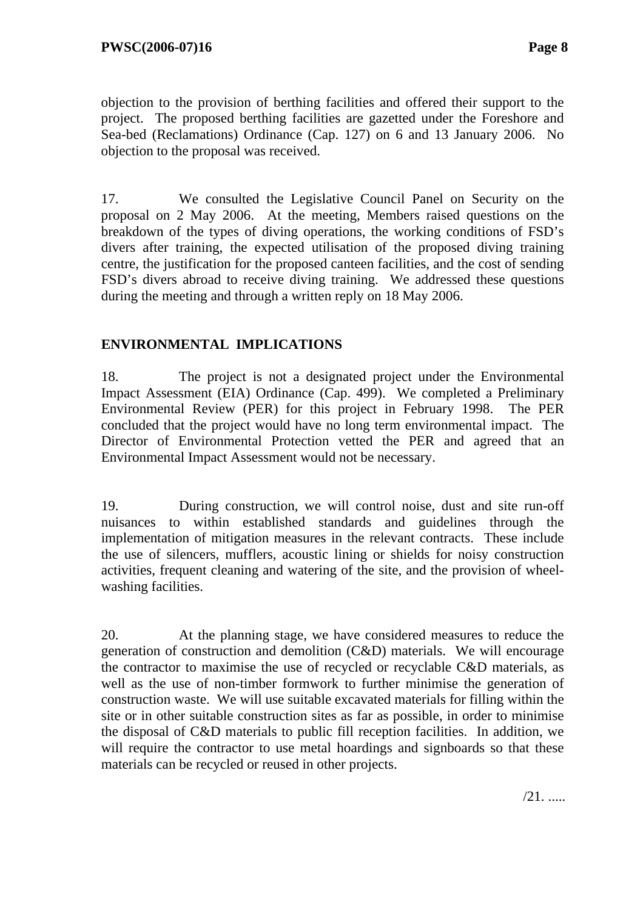objection to the provision of berthing facilities and offered their support to the project. The proposed berthing facilities are gazetted under the Foreshore and Sea-bed (Reclamations) Ordinance (Cap. 127) on 6 and 13 January 2006. No objection to the proposal was received.

17. We consulted the Legislative Council Panel on Security on the proposal on 2 May 2006. At the meeting, Members raised questions on the breakdown of the types of diving operations, the working conditions of FSD's divers after training, the expected utilisation of the proposed diving training centre, the justification for the proposed canteen facilities, and the cost of sending FSD's divers abroad to receive diving training. We addressed these questions during the meeting and through a written reply on 18 May 2006.

**ENVIRONMENTAL IMPLICATIONS**

18. The project is not a designated project under the Environmental Impact Assessment (EIA) Ordinance (Cap. 499). We completed a Preliminary Environmental Review (PER) for this project in February 1998. The PER concluded that the project would have no long term environmental impact. The Director of Environmental Protection vetted the PER and agreed that an Environmental Impact Assessment would not be necessary.

19. During construction, we will control noise, dust and site run-off nuisances to within established standards and guidelines through the implementation of mitigation measures in the relevant contracts. These include the use of silencers, mufflers, acoustic lining or shields for noisy construction activities, frequent cleaning and watering of the site, and the provision of wheel-washing facilities.

20. At the planning stage, we have considered measures to reduce the generation of construction and demolition (C&D) materials. We will encourage the contractor to maximise the use of recycled or recyclable C&D materials, as well as the use of non-timber formwork to further minimise the generation of construction waste. We will use suitable excavated materials for filling within the site or in other suitable construction sites as far as possible, in order to minimise the disposal of C&D materials to public fill reception facilities. In addition, we will require the contractor to use metal hoardings and signboards so that these materials can be recycled or reused in other projects.

/21. .....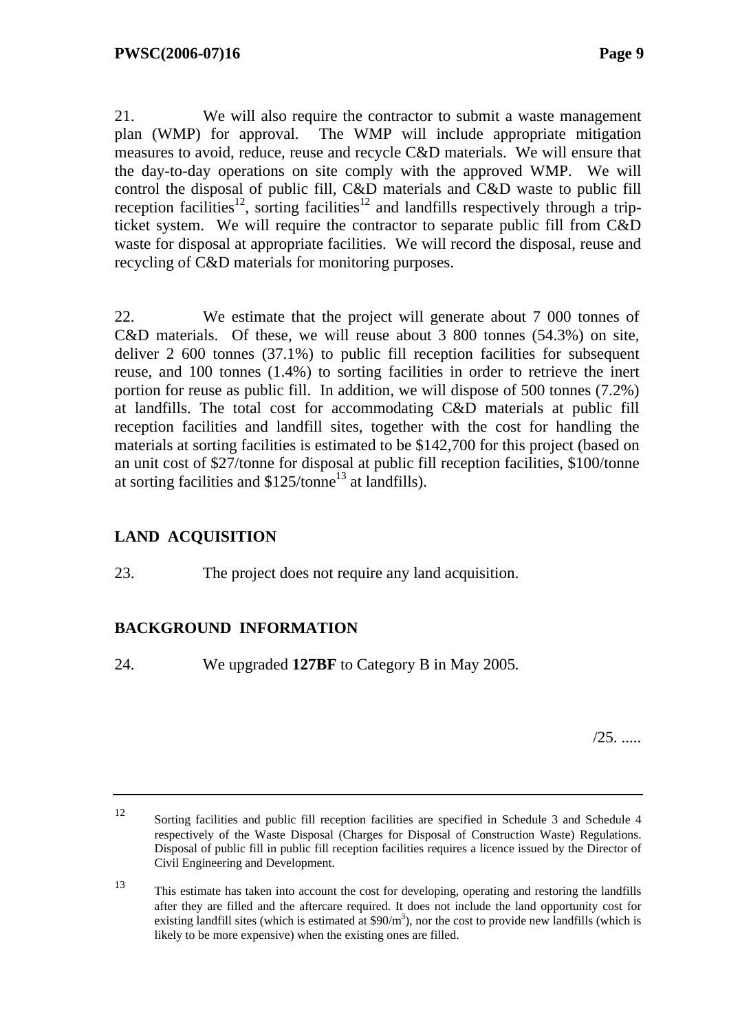21. We will also require the contractor to submit a waste management plan (WMP) for approval. The WMP will include appropriate mitigation measures to avoid, reduce, reuse and recycle C&D materials. We will ensure that the day-to-day operations on site comply with the approved WMP. We will control the disposal of public fill, C&D materials and C&D waste to public fill reception facilities[12], sorting facilities[12] and landfills respectively through a trip-ticket system. We will require the contractor to separate public fill from C&D waste for disposal at appropriate facilities. We will record the disposal, reuse and recycling of C&D materials for monitoring purposes.

22. We estimate that the project will generate about 7 000 tonnes of C&D materials. Of these, we will reuse about 3 800 tonnes (54.3%) on site, deliver 2 600 tonnes (37.1%) to public fill reception facilities for subsequent reuse, and 100 tonnes (1.4%) to sorting facilities in order to retrieve the inert portion for reuse as public fill. In addition, we will dispose of 500 tonnes (7.2%) at landfills. The total cost for accommodating C&D materials at public fill reception facilities and landfill sites, together with the cost for handling the materials at sorting facilities is estimated to be $142,700 for this project (based on an unit cost of $27/tonne for disposal at public fill reception facilities, $100/tonne at sorting facilities and $125/tonne[13] at landfills).

## LAND ACQUISITION

23. The project does not require any land acquisition.

## BACKGROUND INFORMATION

24. We upgraded **127BF** to Category B in May 2005.

/25. .....

---

[12] Sorting facilities and public fill reception facilities are specified in Schedule 3 and Schedule 4 respectively of the Waste Disposal (Charges for Disposal of Construction Waste) Regulations. Disposal of public fill in public fill reception facilities requires a licence issued by the Director of Civil Engineering and Development.

[13] This estimate has taken into account the cost for developing, operating and restoring the landfills after they are filled and the aftercare required. It does not include the land opportunity cost for existing landfill sites (which is estimated at $\$90/m^3$), nor the cost to provide new landfills (which is likely to be more expensive) when the existing ones are filled.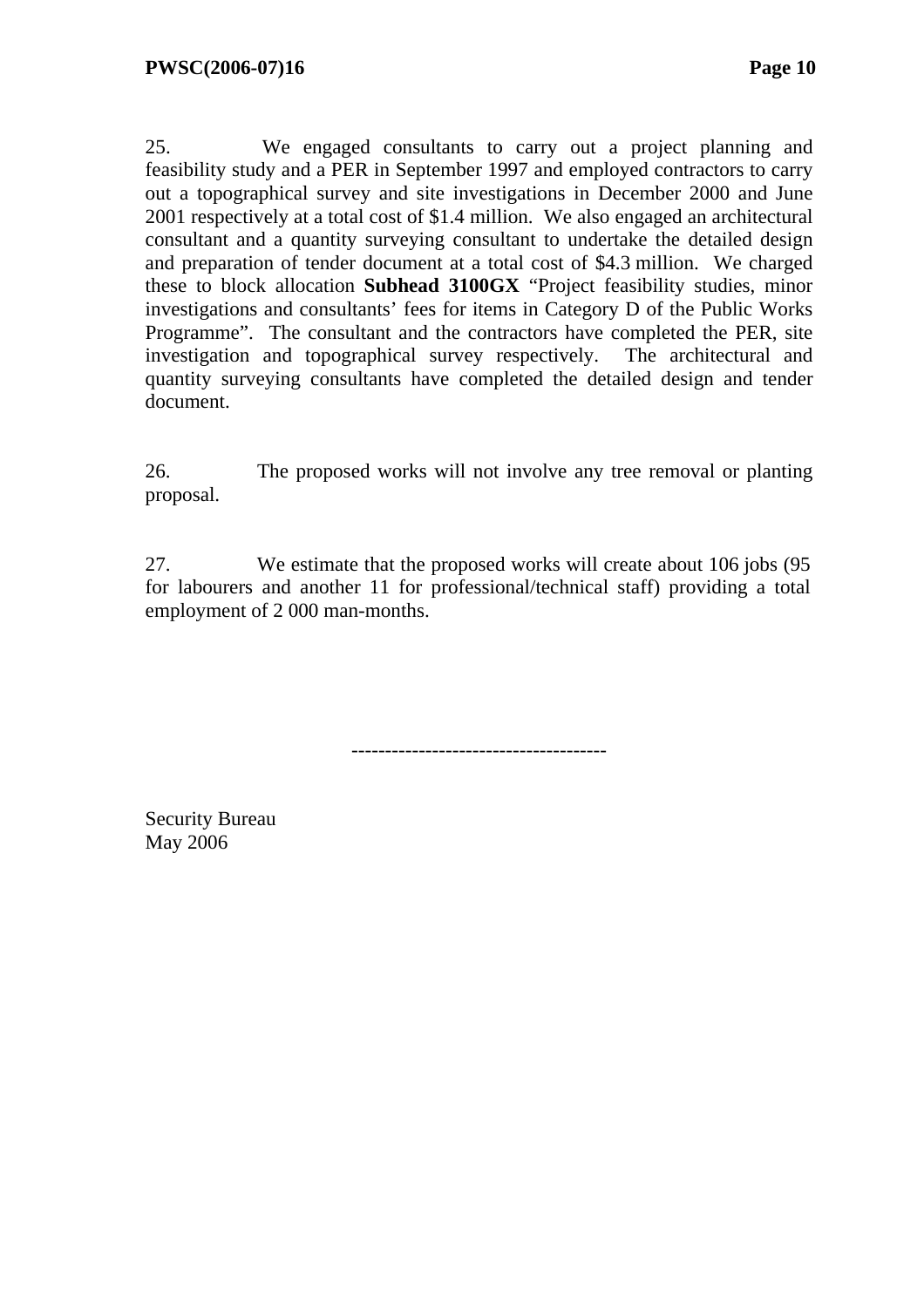25. We engaged consultants to carry out a project planning and feasibility study and a PER in September 1997 and employed contractors to carry out a topographical survey and site investigations in December 2000 and June 2001 respectively at a total cost of $1.4 million. We also engaged an architectural consultant and a quantity surveying consultant to undertake the detailed design and preparation of tender document at a total cost of $4.3 million. We charged these to block allocation **Subhead 3100GX** "Project feasibility studies, minor investigations and consultants' fees for items in Category D of the Public Works Programme". The consultant and the contractors have completed the PER, site investigation and topographical survey respectively. The architectural and quantity surveying consultants have completed the detailed design and tender document.

26. The proposed works will not involve any tree removal or planting proposal.

27. We estimate that the proposed works will create about 106 jobs (95 for labourers and another 11 for professional/technical staff) providing a total employment of 2 000 man-months.

-------------------------------------

Security Bureau
May 2006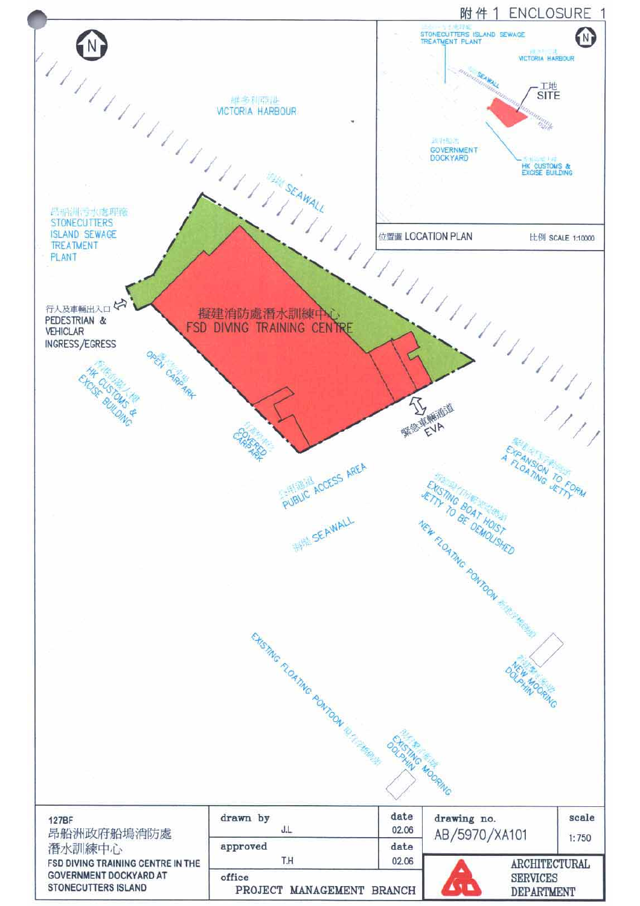附件 1 ENCLOSURE 1

維多利亞港
VICTORIA HARBOUR

海堤 SEAWALL

昂船洲污水處理廠
STONECUTTERS ISLAND SEWAGE TREATMENT PLANT

行人及車輛出入口
PEDESTRIAN & VEHICLAR INGRESS/EGRESS

擬建消防處潛水訓練中心
FSD DIVING TRAINING CENTRE

露天停車場
OPEN CARPARK

香港海關大樓
HK CUSTOMS & EXCISE BUILDING

有蓋停車場
COVERED CARPARK

緊急車輛通道
EVA

公眾通道
PUBLIC ACCESS AREA

海堤 SEAWALL

擴建成浮動碼頭
EXPANSION TO FORM A FLOATING JETTY

拆卸現有吊船碼頭
EXISTING BOAT HOIST JETTY TO BE DEMOLISHED

NEW FLOATING PONTOON 新建浮動碼頭

新建繫泊系統
NEW MOORING DOLPHIN

EXISTING FLOATING PONTOON 現有浮動碼頭

現有繫泊系統
EXISTING MOORING DOLPHIN

**位置圖 LOCATION PLAN** 比例 SCALE 1:10000

昂船洲污水處理廠 STONECUTTERS ISLAND SEWAGE TREATMENT PLANT
維多利亞港 VICTORIA HARBOUR
海堤 SEAWALL
工地 SITE
政府船塢 GOVERNMENT DOCKYARD
香港海關大樓 HK CUSTOMS & EXCISE BUILDING

| 127BF<br>昂船洲政府船塢消防處潛水訓練中心<br>FSD DIVING TRAINING CENTRE IN THE GOVERNMENT DOCKYARD AT STONECUTTERS ISLAND | drawn by: J.L | date: 02.06 | drawing no. AB/5970/XA101 | scale 1:750 |
|---|---|---|---|---|
| | approved: T.H | date: 02.06 | ARCHITECTURAL SERVICES DEPARTMENT | |
| | office: PROJECT MANAGEMENT BRANCH | | | |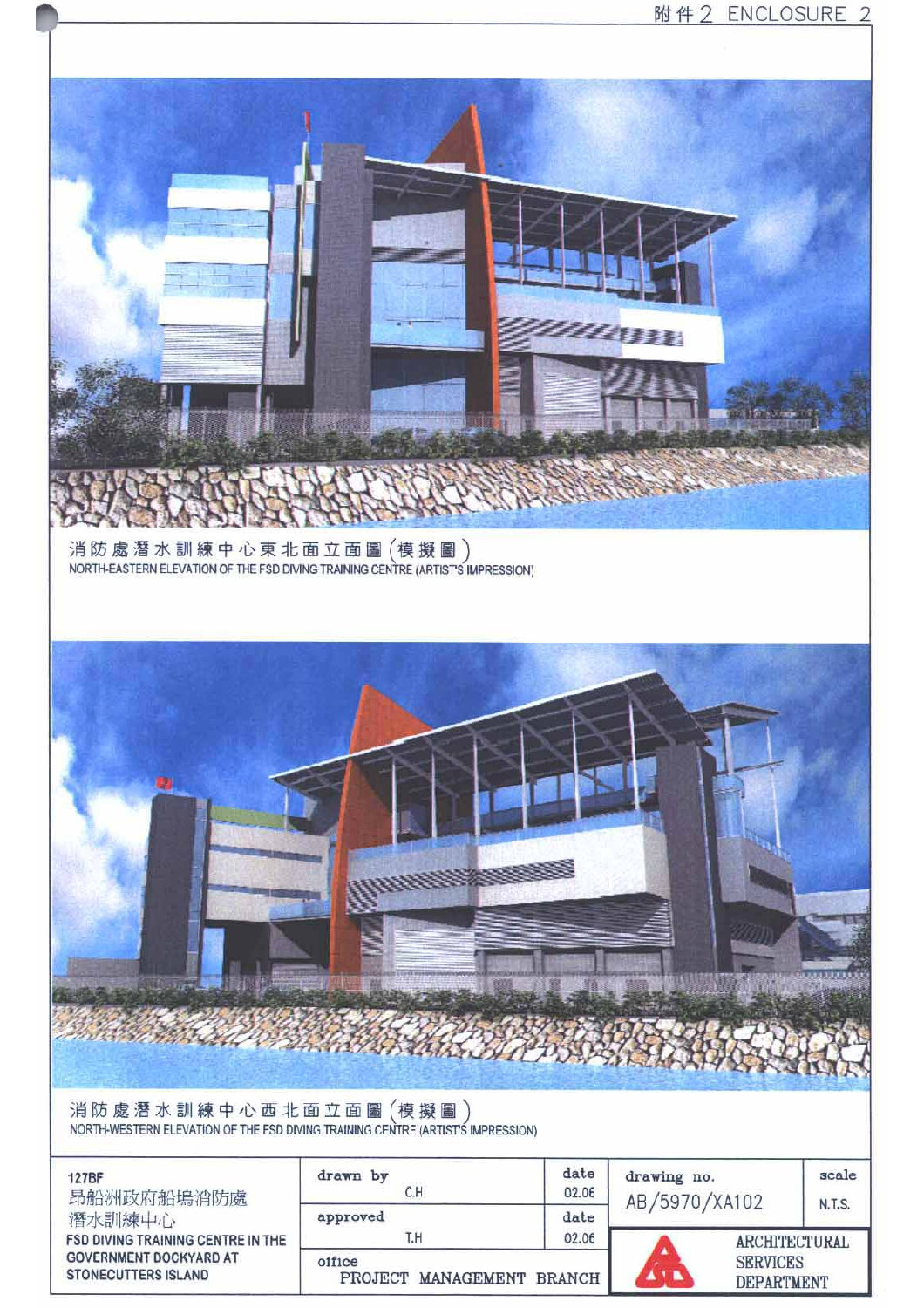附件 2 ENCLOSURE 2

消防處潛水訓練中心東北面立面圖（模擬圖）
NORTH-EASTERN ELEVATION OF THE FSD DIVING TRAINING CENTRE (ARTIST'S IMPRESSION)

消防處潛水訓練中心西北面立面圖（模擬圖）
NORTH-WESTERN ELEVATION OF THE FSD DIVING TRAINING CENTRE (ARTIST'S IMPRESSION)

| 127BF<br>昂船洲政府船塢消防處潛水訓練中心<br>FSD DIVING TRAINING CENTRE IN THE GOVERNMENT DOCKYARD AT STONECUTTERS ISLAND | drawn by<br>C.H | date<br>02.06 | drawing no.<br>AB/5970/XA102 | scale<br>N.T.S. |
|---|---|---|---|---|
| | approved<br>T.H | date<br>02.06 | ARCHITECTURAL SERVICES DEPARTMENT | |
| | office<br>PROJECT MANAGEMENT BRANCH | | | |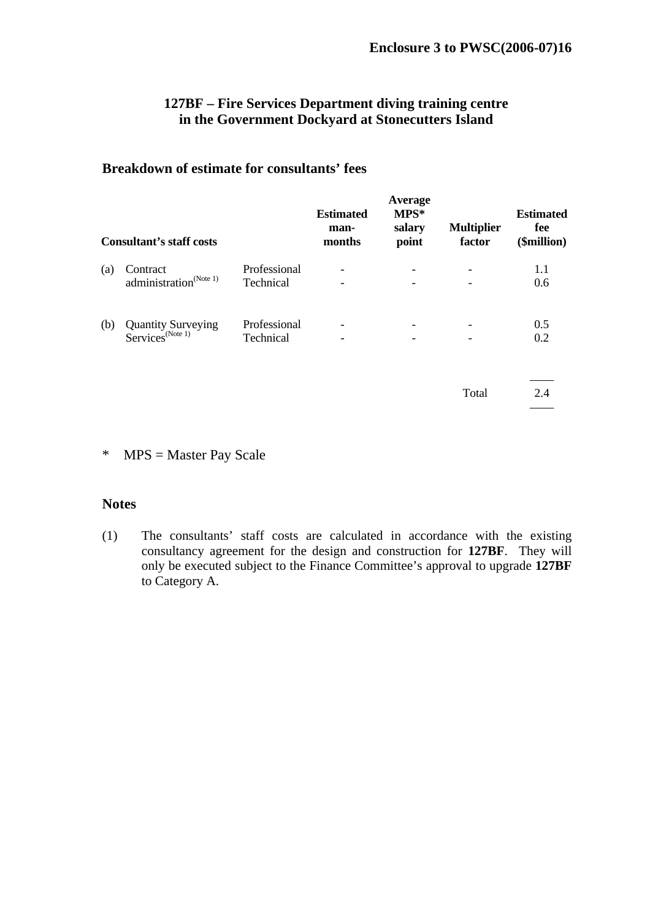**Enclosure 3 to PWSC(2006-07)16**

## 127BF – Fire Services Department diving training centre in the Government Dockyard at Stonecutters Island

### Breakdown of estimate for consultants' fees

| Consultant's staff costs | | | Estimated man-months | Average MPS* salary point | Multiplier factor | Estimated fee ($million) |
|---|---|---|---|---|---|---|
| (a) | Contract administration (Note 1) | Professional | - | - | - | 1.1 |
| | | Technical | - | - | - | 0.6 |
| (b) | Quantity Surveying Services (Note 1) | Professional | - | - | - | 0.5 |
| | | Technical | - | - | - | 0.2 |
| | | | | | Total | 2.4 |

\* MPS = Master Pay Scale

### Notes

(1) The consultants' staff costs are calculated in accordance with the existing consultancy agreement for the design and construction for **127BF**. They will only be executed subject to the Finance Committee's approval to upgrade **127BF** to Category A.